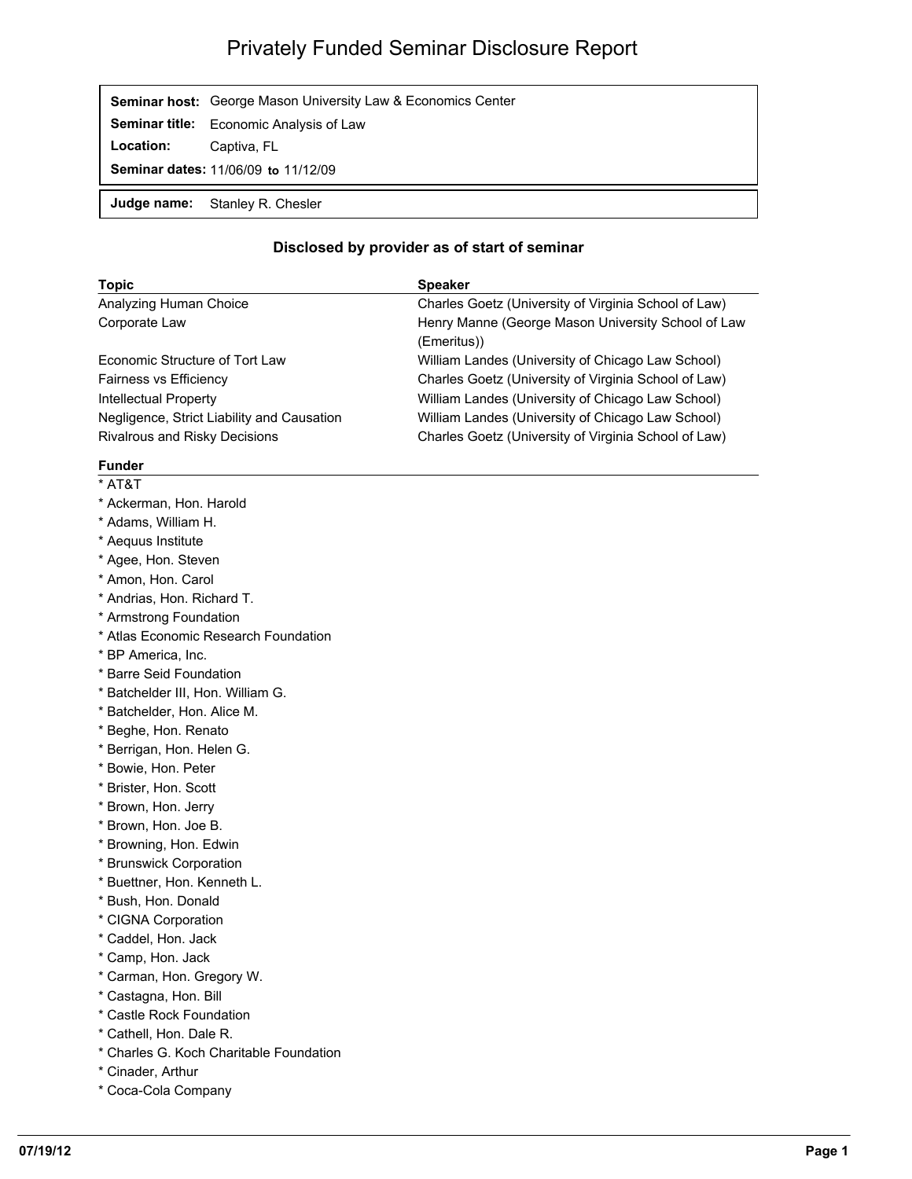# Privately Funded Seminar Disclosure Report

**Seminar host:** George Mason University Law & Economics Center
**Seminar title:** Economic Analysis of Law
**Location:** Captiva, FL
**Seminar dates:** 11/06/09 **to** 11/12/09

**Judge name:** Stanley R. Chesler

### Disclosed by provider as of start of seminar

| Topic | Speaker |
| --- | --- |
| Analyzing Human Choice | Charles Goetz (University of Virginia School of Law) |
| Corporate Law | Henry Manne (George Mason University School of Law (Emeritus)) |
| Economic Structure of Tort Law | William Landes (University of Chicago Law School) |
| Fairness vs Efficiency | Charles Goetz (University of Virginia School of Law) |
| Intellectual Property | William Landes (University of Chicago Law School) |
| Negligence, Strict Liability and Causation | William Landes (University of Chicago Law School) |
| Rivalrous and Risky Decisions | Charles Goetz (University of Virginia School of Law) |

**Funder**

* AT&T
* Ackerman, Hon. Harold
* Adams, William H.
* Aequus Institute
* Agee, Hon. Steven
* Amon, Hon. Carol
* Andrias, Hon. Richard T.
* Armstrong Foundation
* Atlas Economic Research Foundation
* BP America, Inc.
* Barre Seid Foundation
* Batchelder III, Hon. William G.
* Batchelder, Hon. Alice M.
* Beghe, Hon. Renato
* Berrigan, Hon. Helen G.
* Bowie, Hon. Peter
* Brister, Hon. Scott
* Brown, Hon. Jerry
* Brown, Hon. Joe B.
* Browning, Hon. Edwin
* Brunswick Corporation
* Buettner, Hon. Kenneth L.
* Bush, Hon. Donald
* CIGNA Corporation
* Caddel, Hon. Jack
* Camp, Hon. Jack
* Carman, Hon. Gregory W.
* Castagna, Hon. Bill
* Castle Rock Foundation
* Cathell, Hon. Dale R.
* Charles G. Koch Charitable Foundation
* Cinader, Arthur
* Coca-Cola Company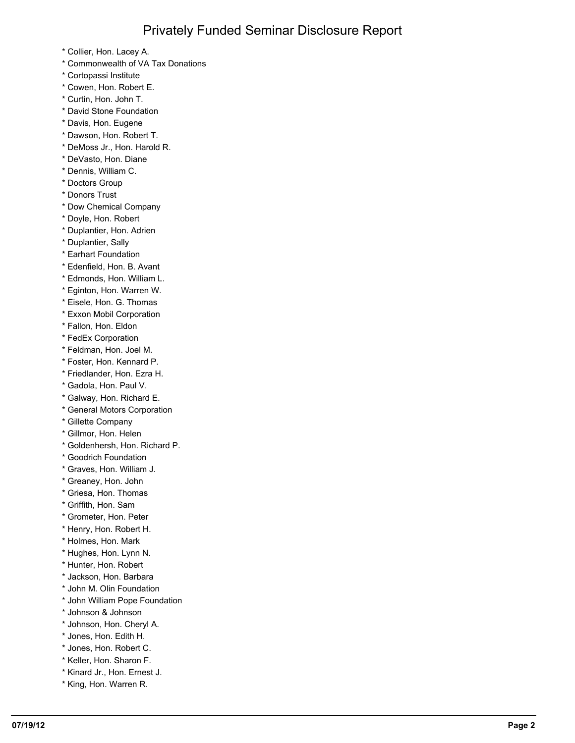# Privately Funded Seminar Disclosure Report

* Collier, Hon. Lacey A.
* Commonwealth of VA Tax Donations
* Cortopassi Institute
* Cowen, Hon. Robert E.
* Curtin, Hon. John T.
* David Stone Foundation
* Davis, Hon. Eugene
* Dawson, Hon. Robert T.
* DeMoss Jr., Hon. Harold R.
* DeVasto, Hon. Diane
* Dennis, William C.
* Doctors Group
* Donors Trust
* Dow Chemical Company
* Doyle, Hon. Robert
* Duplantier, Hon. Adrien
* Duplantier, Sally
* Earhart Foundation
* Edenfield, Hon. B. Avant
* Edmonds, Hon. William L.
* Eginton, Hon. Warren W.
* Eisele, Hon. G. Thomas
* Exxon Mobil Corporation
* Fallon, Hon. Eldon
* FedEx Corporation
* Feldman, Hon. Joel M.
* Foster, Hon. Kennard P.
* Friedlander, Hon. Ezra H.
* Gadola, Hon. Paul V.
* Galway, Hon. Richard E.
* General Motors Corporation
* Gillette Company
* Gillmor, Hon. Helen
* Goldenhersh, Hon. Richard P.
* Goodrich Foundation
* Graves, Hon. William J.
* Greaney, Hon. John
* Griesa, Hon. Thomas
* Griffith, Hon. Sam
* Grometer, Hon. Peter
* Henry, Hon. Robert H.
* Holmes, Hon. Mark
* Hughes, Hon. Lynn N.
* Hunter, Hon. Robert
* Jackson, Hon. Barbara
* John M. Olin Foundation
* John William Pope Foundation
* Johnson & Johnson
* Johnson, Hon. Cheryl A.
* Jones, Hon. Edith H.
* Jones, Hon. Robert C.
* Keller, Hon. Sharon F.
* Kinard Jr., Hon. Ernest J.
* King, Hon. Warren R.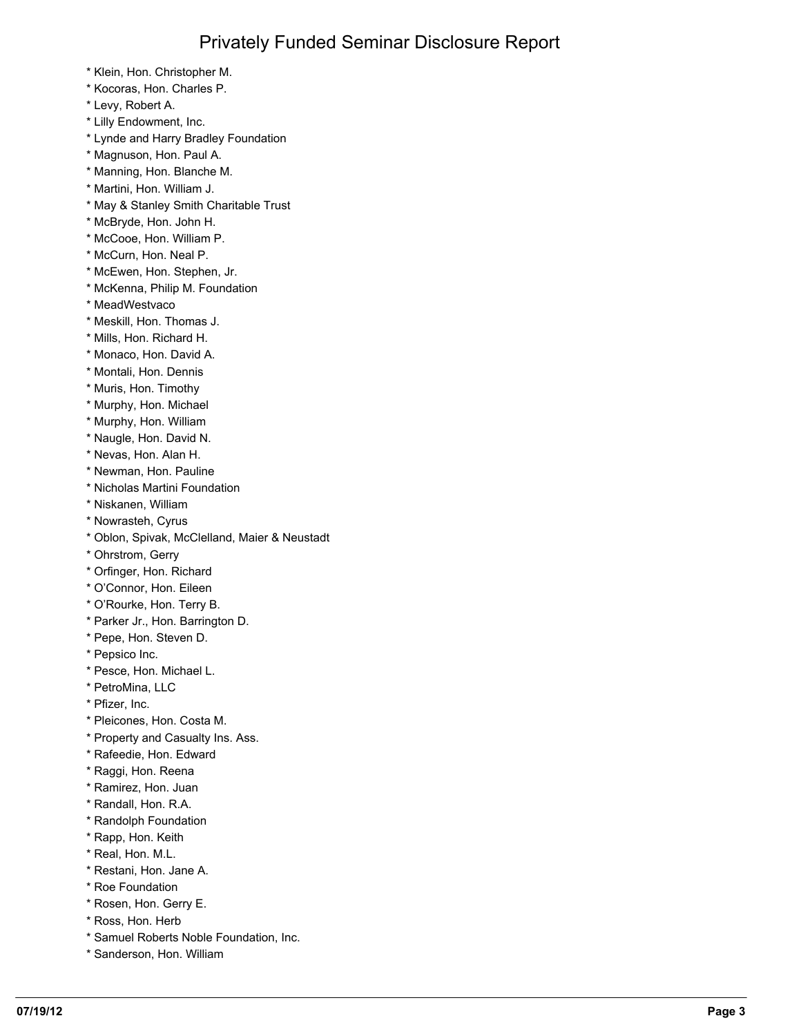* Klein, Hon. Christopher M.
* Kocoras, Hon. Charles P.
* Levy, Robert A.
* Lilly Endowment, Inc.
* Lynde and Harry Bradley Foundation
* Magnuson, Hon. Paul A.
* Manning, Hon. Blanche M.
* Martini, Hon. William J.
* May & Stanley Smith Charitable Trust
* McBryde, Hon. John H.
* McCooe, Hon. William P.
* McCurn, Hon. Neal P.
* McEwen, Hon. Stephen, Jr.
* McKenna, Philip M. Foundation
* MeadWestvaco
* Meskill, Hon. Thomas J.
* Mills, Hon. Richard H.
* Monaco, Hon. David A.
* Montali, Hon. Dennis
* Muris, Hon. Timothy
* Murphy, Hon. Michael
* Murphy, Hon. William
* Naugle, Hon. David N.
* Nevas, Hon. Alan H.
* Newman, Hon. Pauline
* Nicholas Martini Foundation
* Niskanen, William
* Nowrasteh, Cyrus
* Oblon, Spivak, McClelland, Maier & Neustadt
* Ohrstrom, Gerry
* Orfinger, Hon. Richard
* O'Connor, Hon. Eileen
* O'Rourke, Hon. Terry B.
* Parker Jr., Hon. Barrington D.
* Pepe, Hon. Steven D.
* Pepsico Inc.
* Pesce, Hon. Michael L.
* PetroMina, LLC
* Pfizer, Inc.
* Pleicones, Hon. Costa M.
* Property and Casualty Ins. Ass.
* Rafeedie, Hon. Edward
* Raggi, Hon. Reena
* Ramirez, Hon. Juan
* Randall, Hon. R.A.
* Randolph Foundation
* Rapp, Hon. Keith
* Real, Hon. M.L.
* Restani, Hon. Jane A.
* Roe Foundation
* Rosen, Hon. Gerry E.
* Ross, Hon. Herb
* Samuel Roberts Noble Foundation, Inc.
* Sanderson, Hon. William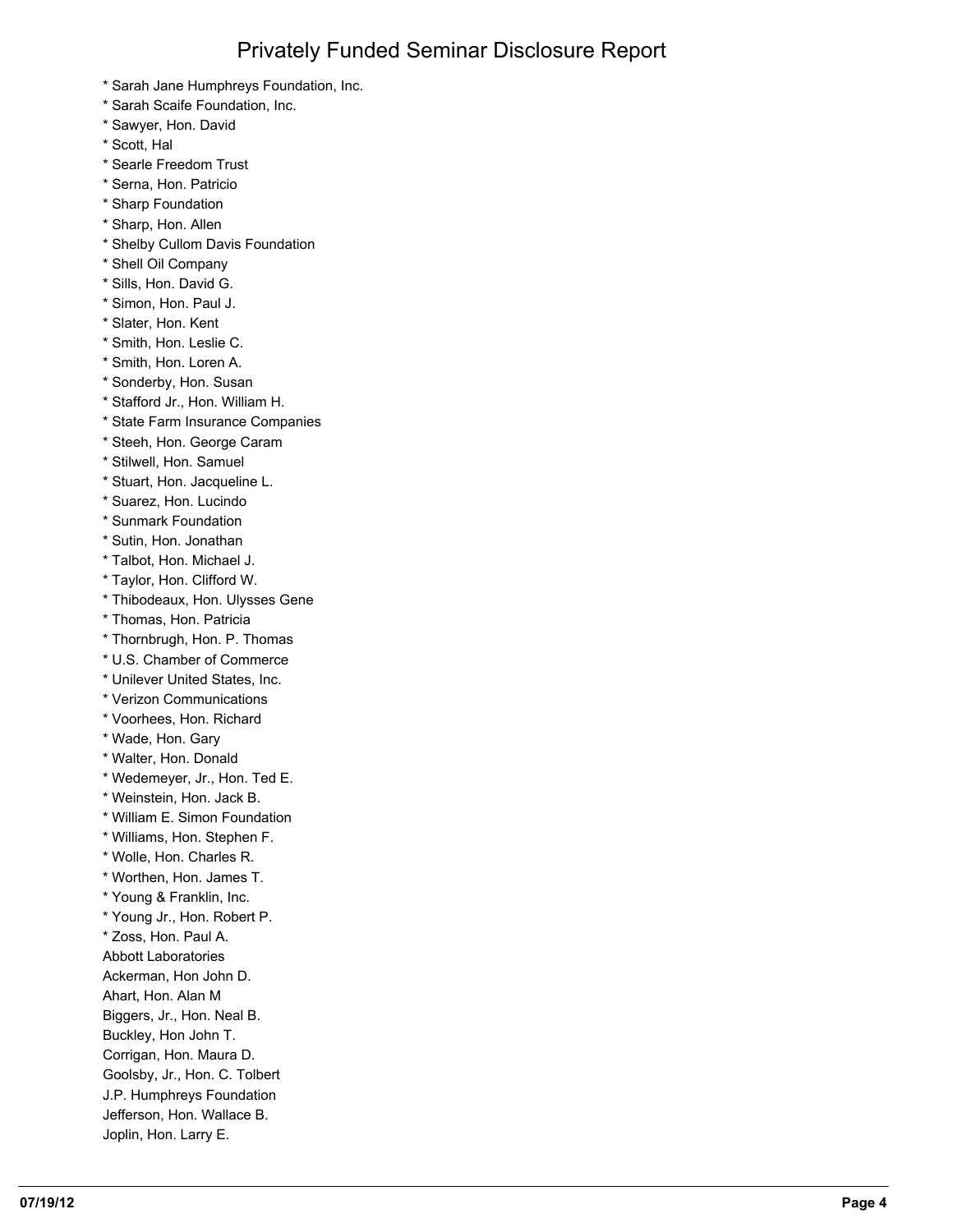* Sarah Jane Humphreys Foundation, Inc.
* Sarah Scaife Foundation, Inc.
* Sawyer, Hon. David
* Scott, Hal
* Searle Freedom Trust
* Serna, Hon. Patricio
* Sharp Foundation
* Sharp, Hon. Allen
* Shelby Cullom Davis Foundation
* Shell Oil Company
* Sills, Hon. David G.
* Simon, Hon. Paul J.
* Slater, Hon. Kent
* Smith, Hon. Leslie C.
* Smith, Hon. Loren A.
* Sonderby, Hon. Susan
* Stafford Jr., Hon. William H.
* State Farm Insurance Companies
* Steeh, Hon. George Caram
* Stilwell, Hon. Samuel
* Stuart, Hon. Jacqueline L.
* Suarez, Hon. Lucindo
* Sunmark Foundation
* Sutin, Hon. Jonathan
* Talbot, Hon. Michael J.
* Taylor, Hon. Clifford W.
* Thibodeaux, Hon. Ulysses Gene
* Thomas, Hon. Patricia
* Thornbrugh, Hon. P. Thomas
* U.S. Chamber of Commerce
* Unilever United States, Inc.
* Verizon Communications
* Voorhees, Hon. Richard
* Wade, Hon. Gary
* Walter, Hon. Donald
* Wedemeyer, Jr., Hon. Ted E.
* Weinstein, Hon. Jack B.
* William E. Simon Foundation
* Williams, Hon. Stephen F.
* Wolle, Hon. Charles R.
* Worthen, Hon. James T.
* Young & Franklin, Inc.
* Young Jr., Hon. Robert P.
* Zoss, Hon. Paul A.

Abbott Laboratories
Ackerman, Hon John D.
Ahart, Hon. Alan M
Biggers, Jr., Hon. Neal B.
Buckley, Hon John T.
Corrigan, Hon. Maura D.
Goolsby, Jr., Hon. C. Tolbert
J.P. Humphreys Foundation
Jefferson, Hon. Wallace B.
Joplin, Hon. Larry E.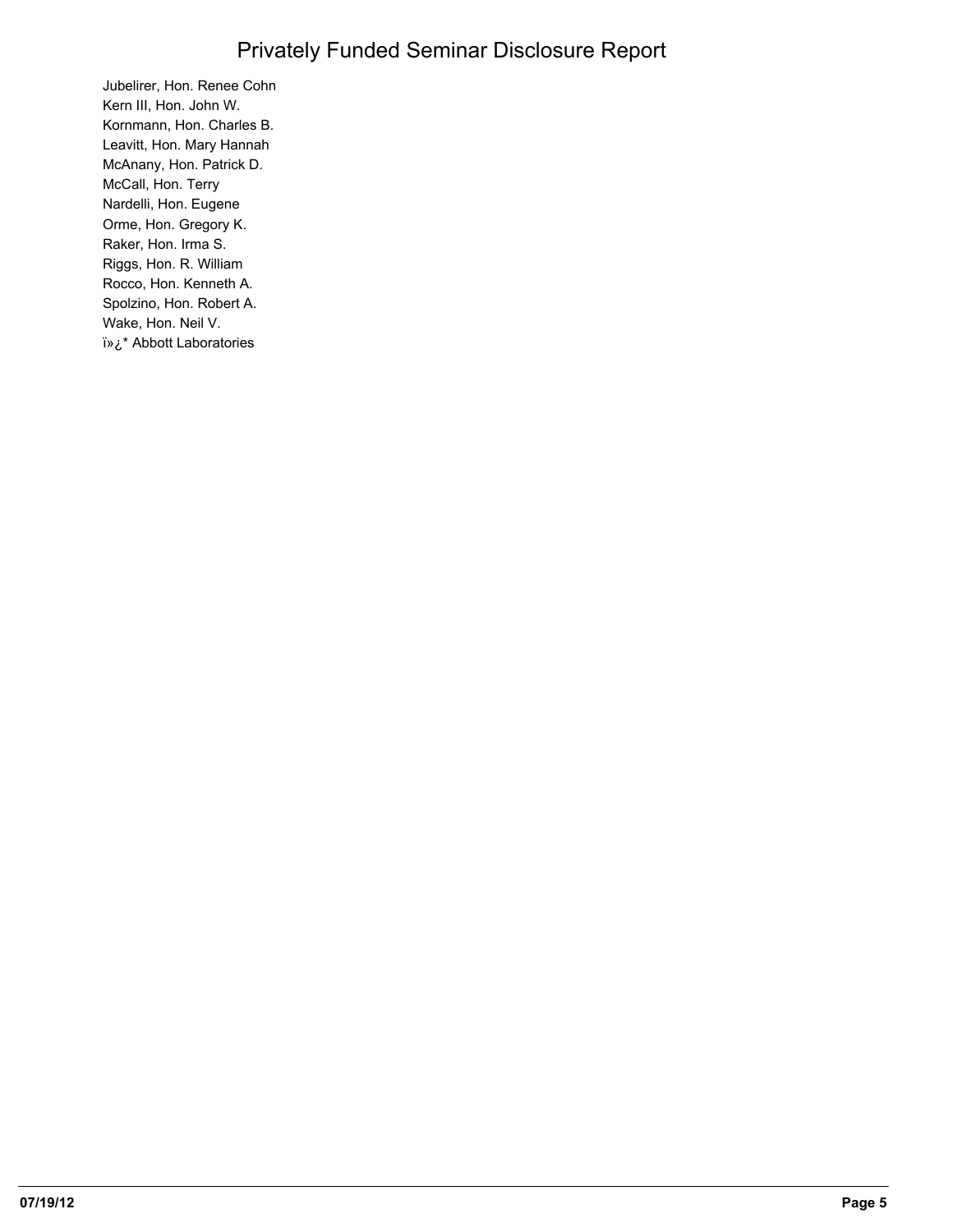Jubelirer, Hon. Renee Cohn
Kern III, Hon. John W.
Kornmann, Hon. Charles B.
Leavitt, Hon. Mary Hannah
McAnany, Hon. Patrick D.
McCall, Hon. Terry
Nardelli, Hon. Eugene
Orme, Hon. Gregory K.
Raker, Hon. Irma S.
Riggs, Hon. R. William
Rocco, Hon. Kenneth A.
Spolzino, Hon. Robert A.
Wake, Hon. Neil V.
ï»¿* Abbott Laboratories